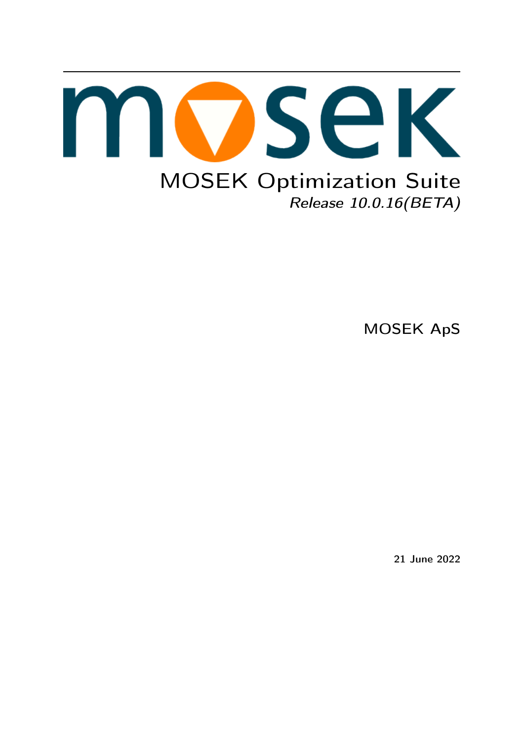# MOSEK Optimization Suite

*Release 10.0.16(BETA)*

MOSEK ApS

**21 June 2022**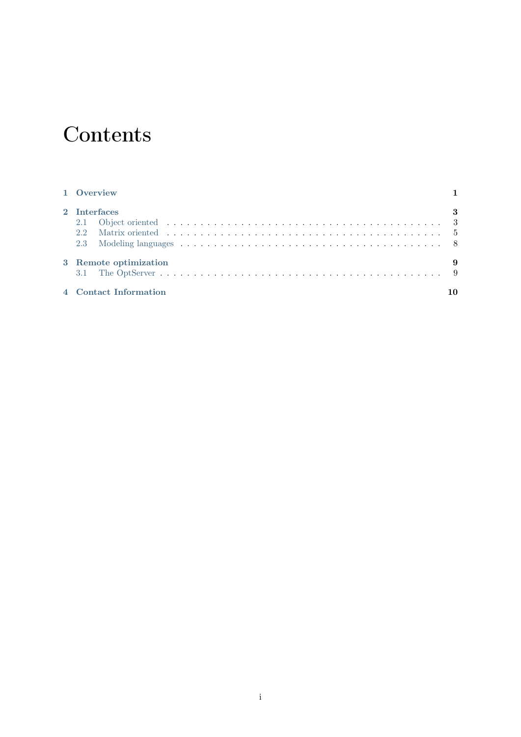# Contents

**1 Overview** **1**

**2 Interfaces** **3**

- 2.1 Object oriented . . . . . . . . . . . . . . . . . . . . . . . . . . . . . . . . . . . . . . . . 3
- 2.2 Matrix oriented . . . . . . . . . . . . . . . . . . . . . . . . . . . . . . . . . . . . . . . . 5
- 2.3 Modeling languages . . . . . . . . . . . . . . . . . . . . . . . . . . . . . . . . . . . . . 8

**3 Remote optimization** **9**

- 3.1 The OptServer . . . . . . . . . . . . . . . . . . . . . . . . . . . . . . . . . . . . . . . . . 9

**4 Contact Information** **10**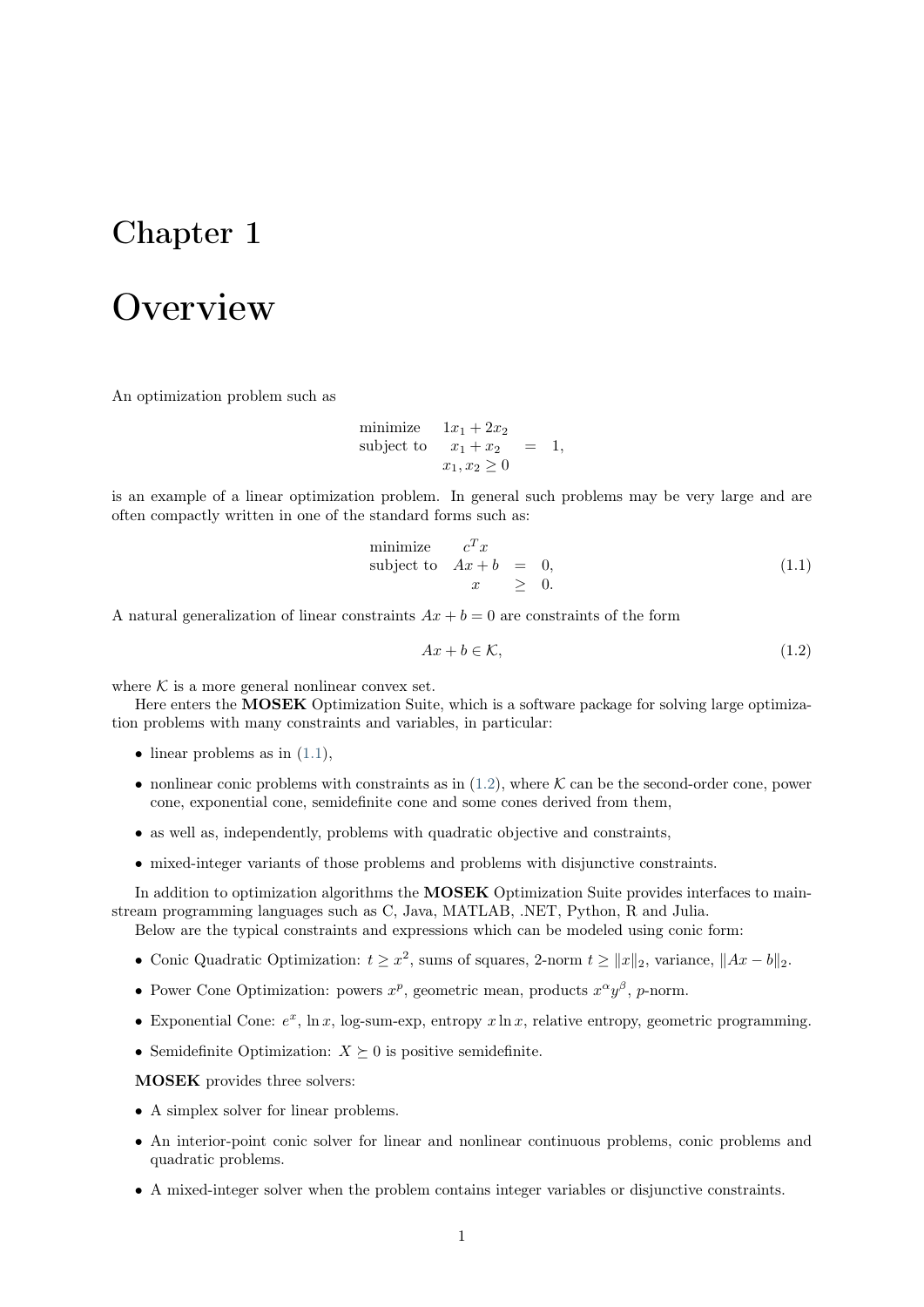# Chapter 1

# Overview

An optimization problem such as

$$
\begin{array}{lrcl}
\text{minimize} & 1x_1 + 2x_2 & & \\
\text{subject to} & x_1 + x_2 & = & 1, \\
& x_1, x_2 \geq 0 & &
\end{array}
$$

is an example of a linear optimization problem. In general such problems may be very large and are often compactly written in one of the standard forms such as:

$$
\begin{array}{lrcl}
\text{minimize} & c^T x & & \\
\text{subject to} & Ax + b & = & 0, \\
& x & \geq & 0.
\end{array} \tag{1.1}
$$

A natural generalization of linear constraints $Ax + b = 0$ are constraints of the form

$$
Ax + b \in \mathcal{K}, \tag{1.2}
$$

where $\mathcal{K}$ is a more general nonlinear convex set.

Here enters the **MOSEK** Optimization Suite, which is a software package for solving large optimization problems with many constraints and variables, in particular:

- linear problems as in (1.1),
- nonlinear conic problems with constraints as in (1.2), where $\mathcal{K}$ can be the second-order cone, power cone, exponential cone, semidefinite cone and some cones derived from them,
- as well as, independently, problems with quadratic objective and constraints,
- mixed-integer variants of those problems and problems with disjunctive constraints.

In addition to optimization algorithms the **MOSEK** Optimization Suite provides interfaces to mainstream programming languages such as C, Java, MATLAB, .NET, Python, R and Julia.

Below are the typical constraints and expressions which can be modeled using conic form:

- Conic Quadratic Optimization: $t \geq x^2$, sums of squares, 2-norm $t \geq \|x\|_2$, variance, $\|Ax - b\|_2$.
- Power Cone Optimization: powers $x^p$, geometric mean, products $x^\alpha y^\beta$, $p$-norm.
- Exponential Cone: $e^x$, $\ln x$, log-sum-exp, entropy $x \ln x$, relative entropy, geometric programming.
- Semidefinite Optimization: $X \succeq 0$ is positive semidefinite.

**MOSEK** provides three solvers:

- A simplex solver for linear problems.
- An interior-point conic solver for linear and nonlinear continuous problems, conic problems and quadratic problems.
- A mixed-integer solver when the problem contains integer variables or disjunctive constraints.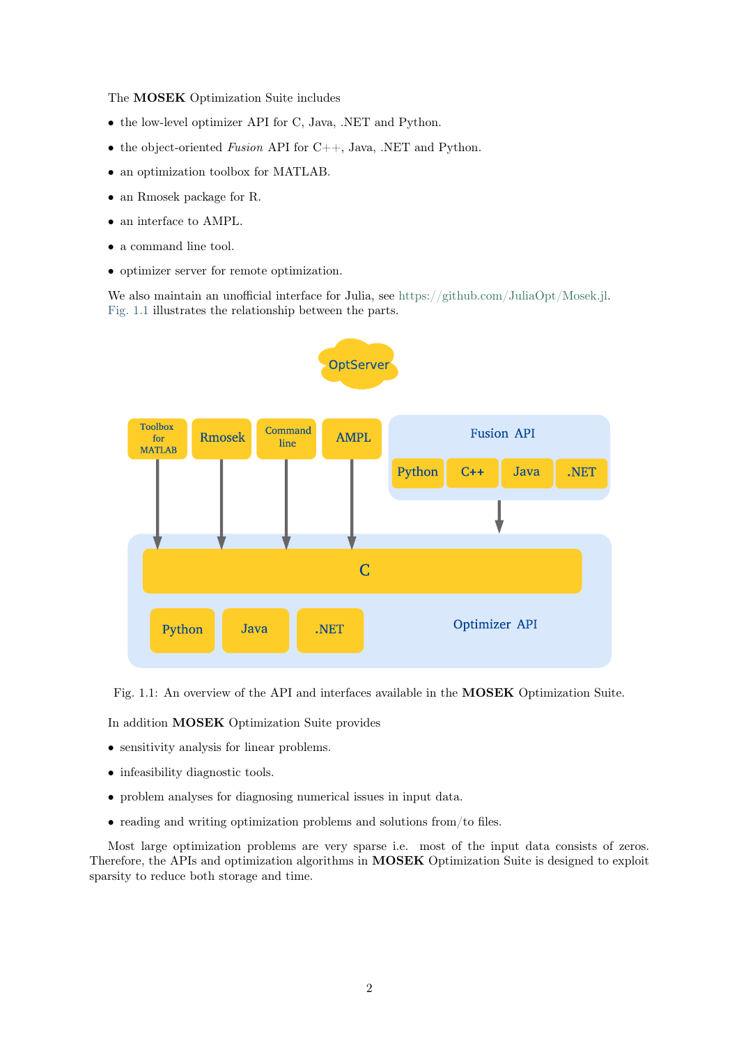The **MOSEK** Optimization Suite includes

- the low-level optimizer API for C, Java, .NET and Python.
- the object-oriented *Fusion* API for C++, Java, .NET and Python.
- an optimization toolbox for MATLAB.
- an Rmosek package for R.
- an interface to AMPL.
- a command line tool.
- optimizer server for remote optimization.

We also maintain an unofficial interface for Julia, see https://github.com/JuliaOpt/Mosek.jl. Fig. 1.1 illustrates the relationship between the parts.

Fig. 1.1: An overview of the API and interfaces available in the **MOSEK** Optimization Suite.

In addition **MOSEK** Optimization Suite provides

- sensitivity analysis for linear problems.
- infeasibility diagnostic tools.
- problem analyses for diagnosing numerical issues in input data.
- reading and writing optimization problems and solutions from/to files.

Most large optimization problems are very sparse i.e. most of the input data consists of zeros. Therefore, the APIs and optimization algorithms in **MOSEK** Optimization Suite is designed to exploit sparsity to reduce both storage and time.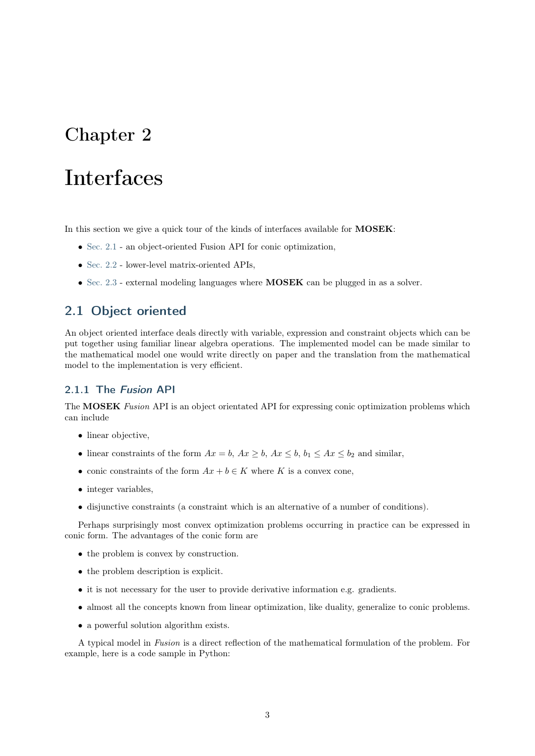# Chapter 2

# Interfaces

In this section we give a quick tour of the kinds of interfaces available for **MOSEK**:

- Sec. 2.1 - an object-oriented Fusion API for conic optimization,
- Sec. 2.2 - lower-level matrix-oriented APIs,
- Sec. 2.3 - external modeling languages where **MOSEK** can be plugged in as a solver.

## 2.1 Object oriented

An object oriented interface deals directly with variable, expression and constraint objects which can be put together using familiar linear algebra operations. The implemented model can be made similar to the mathematical model one would write directly on paper and the translation from the mathematical model to the implementation is very efficient.

### 2.1.1 The *Fusion* API

The **MOSEK** *Fusion* API is an object orientated API for expressing conic optimization problems which can include

- linear objective,
- linear constraints of the form $Ax = b$, $Ax \geq b$, $Ax \leq b$, $b_1 \leq Ax \leq b_2$ and similar,
- conic constraints of the form $Ax + b \in K$ where $K$ is a convex cone,
- integer variables,
- disjunctive constraints (a constraint which is an alternative of a number of conditions).

Perhaps surprisingly most convex optimization problems occurring in practice can be expressed in conic form. The advantages of the conic form are

- the problem is convex by construction.
- the problem description is explicit.
- it is not necessary for the user to provide derivative information e.g. gradients.
- almost all the concepts known from linear optimization, like duality, generalize to conic problems.
- a powerful solution algorithm exists.

A typical model in *Fusion* is a direct reflection of the mathematical formulation of the problem. For example, here is a code sample in Python: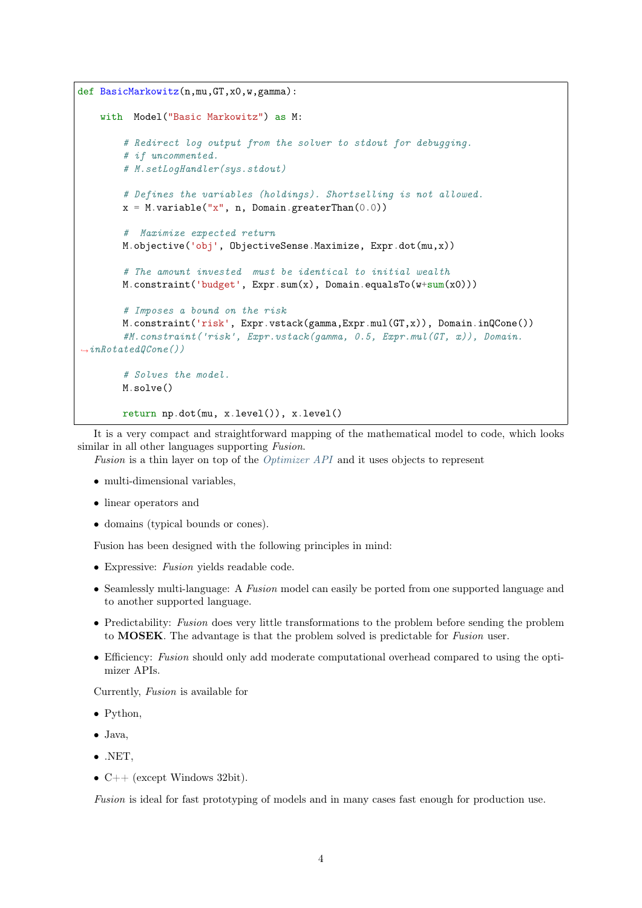```python
def BasicMarkowitz(n,mu,GT,x0,w,gamma):

    with  Model("Basic Markowitz") as M:

        # Redirect log output from the solver to stdout for debugging.
        # if uncommented.
        # M.setLogHandler(sys.stdout)

        # Defines the variables (holdings). Shortselling is not allowed.
        x = M.variable("x", n, Domain.greaterThan(0.0))

        #  Maximize expected return
        M.objective('obj', ObjectiveSense.Maximize, Expr.dot(mu,x))

        # The amount invested  must be identical to initial wealth
        M.constraint('budget', Expr.sum(x), Domain.equalsTo(w+sum(x0)))

        # Imposes a bound on the risk
        M.constraint('risk', Expr.vstack(gamma,Expr.mul(GT,x)), Domain.inQCone())
        #M.constraint('risk', Expr.vstack(gamma, 0.5, Expr.mul(GT, x)), Domain.
↪inRotatedQCone())

        # Solves the model.
        M.solve()

        return np.dot(mu, x.level()), x.level()
```

It is a very compact and straightforward mapping of the mathematical model to code, which looks similar in all other languages supporting *Fusion*.

*Fusion* is a thin layer on top of the *Optimizer API* and it uses objects to represent

- multi-dimensional variables,
- linear operators and
- domains (typical bounds or cones).

Fusion has been designed with the following principles in mind:

- Expressive: *Fusion* yields readable code.
- Seamlessly multi-language: A *Fusion* model can easily be ported from one supported language and to another supported language.
- Predictability: *Fusion* does very little transformations to the problem before sending the problem to **MOSEK**. The advantage is that the problem solved is predictable for *Fusion* user.
- Efficiency: *Fusion* should only add moderate computational overhead compared to using the optimizer APIs.

Currently, *Fusion* is available for

- Python,
- Java,
- .NET,
- C++ (except Windows 32bit).

*Fusion* is ideal for fast prototyping of models and in many cases fast enough for production use.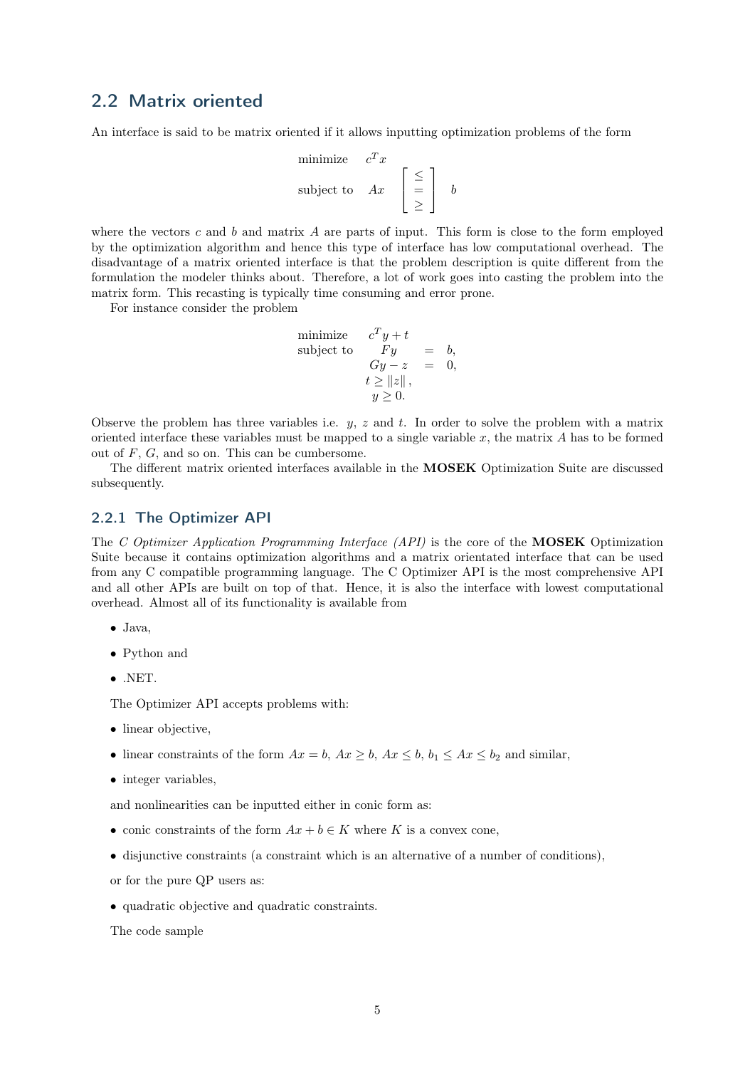## 2.2 Matrix oriented

An interface is said to be matrix oriented if it allows inputting optimization problems of the form

$$
\begin{array}{ll}
\text{minimize} & c^T x \\
\text{subject to} & Ax \quad \begin{bmatrix} \leq \\ = \\ \geq \end{bmatrix} \quad b
\end{array}
$$

where the vectors $c$ and $b$ and matrix $A$ are parts of input. This form is close to the form employed by the optimization algorithm and hence this type of interface has low computational overhead. The disadvantage of a matrix oriented interface is that the problem description is quite different from the formulation the modeler thinks about. Therefore, a lot of work goes into casting the problem into the matrix form. This recasting is typically time consuming and error prone.

For instance consider the problem

$$
\begin{array}{lccc}
\text{minimize} & c^T y + t & & \\
\text{subject to} & Fy & = & b, \\
 & Gy - z & = & 0, \\
 & t \geq \|z\|, & & \\
 & y \geq 0. & &
\end{array}
$$

Observe the problem has three variables i.e. $y$, $z$ and $t$. In order to solve the problem with a matrix oriented interface these variables must be mapped to a single variable $x$, the matrix $A$ has to be formed out of $F$, $G$, and so on. This can be cumbersome.

The different matrix oriented interfaces available in the **MOSEK** Optimization Suite are discussed subsequently.

### 2.2.1 The Optimizer API

The *C Optimizer Application Programming Interface (API)* is the core of the **MOSEK** Optimization Suite because it contains optimization algorithms and a matrix orientated interface that can be used from any C compatible programming language. The C Optimizer API is the most comprehensive API and all other APIs are built on top of that. Hence, it is also the interface with lowest computational overhead. Almost all of its functionality is available from

- Java,
- Python and
- .NET.

The Optimizer API accepts problems with:

- linear objective,
- linear constraints of the form $Ax = b$, $Ax \geq b$, $Ax \leq b$, $b_1 \leq Ax \leq b_2$ and similar,
- integer variables,

and nonlinearities can be inputted either in conic form as:

- conic constraints of the form $Ax + b \in K$ where $K$ is a convex cone,
- disjunctive constraints (a constraint which is an alternative of a number of conditions),

or for the pure QP users as:

- quadratic objective and quadratic constraints.

The code sample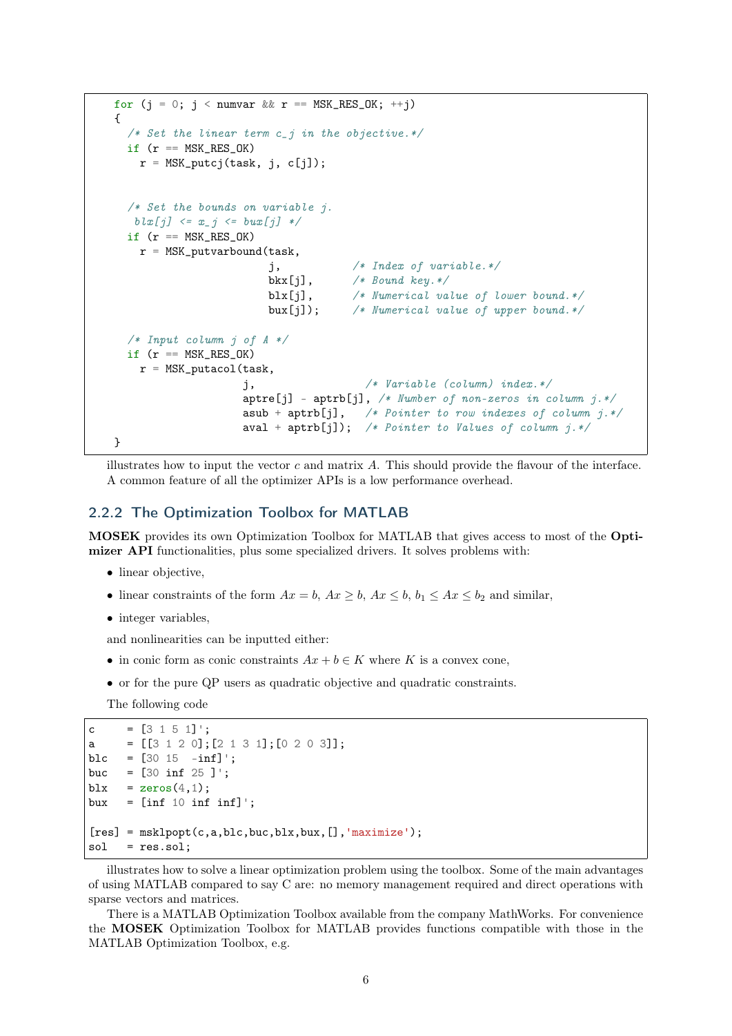```
    for (j = 0; j < numvar && r == MSK_RES_OK; ++j)
    {
      /* Set the linear term c_j in the objective.*/
      if (r == MSK_RES_OK)
        r = MSK_putcj(task, j, c[j]);


      /* Set the bounds on variable j.
       blx[j] <= x_j <= bux[j] */
      if (r == MSK_RES_OK)
        r = MSK_putvarbound(task,
                            j,           /* Index of variable.*/
                            bkx[j],      /* Bound key.*/
                            blx[j],      /* Numerical value of lower bound.*/
                            bux[j]);     /* Numerical value of upper bound.*/

      /* Input column j of A */
      if (r == MSK_RES_OK)
        r = MSK_putacol(task,
                        j,                 /* Variable (column) index.*/
                        aptre[j] - aptrb[j], /* Number of non-zeros in column j.*/
                        asub + aptrb[j],   /* Pointer to row indexes of column j.*/
                        aval + aptrb[j]);  /* Pointer to Values of column j.*/
    }
```

illustrates how to input the vector $c$ and matrix $A$. This should provide the flavour of the interface. A common feature of all the optimizer APIs is a low performance overhead.

### 2.2.2 The Optimization Toolbox for MATLAB

**MOSEK** provides its own Optimization Toolbox for MATLAB that gives access to most of the **Optimizer API** functionalities, plus some specialized drivers. It solves problems with:

- linear objective,
- linear constraints of the form $Ax = b$, $Ax \geq b$, $Ax \leq b$, $b_1 \leq Ax \leq b_2$ and similar,
- integer variables,

and nonlinearities can be inputted either:

- in conic form as conic constraints $Ax + b \in K$ where $K$ is a convex cone,
- or for the pure QP users as quadratic objective and quadratic constraints.

The following code

```
c     = [3 1 5 1]';
a     = [[3 1 2 0];[2 1 3 1];[0 2 0 3]];
blc   = [30 15  -inf]';
buc   = [30 inf 25 ]';
blx   = zeros(4,1);
bux   = [inf 10 inf inf]';

[res] = msklpopt(c,a,blc,buc,blx,bux,[],'maximize');
sol   = res.sol;
```

illustrates how to solve a linear optimization problem using the toolbox. Some of the main advantages of using MATLAB compared to say C are: no memory management required and direct operations with sparse vectors and matrices.

There is a MATLAB Optimization Toolbox available from the company MathWorks. For convenience the **MOSEK** Optimization Toolbox for MATLAB provides functions compatible with those in the MATLAB Optimization Toolbox, e.g.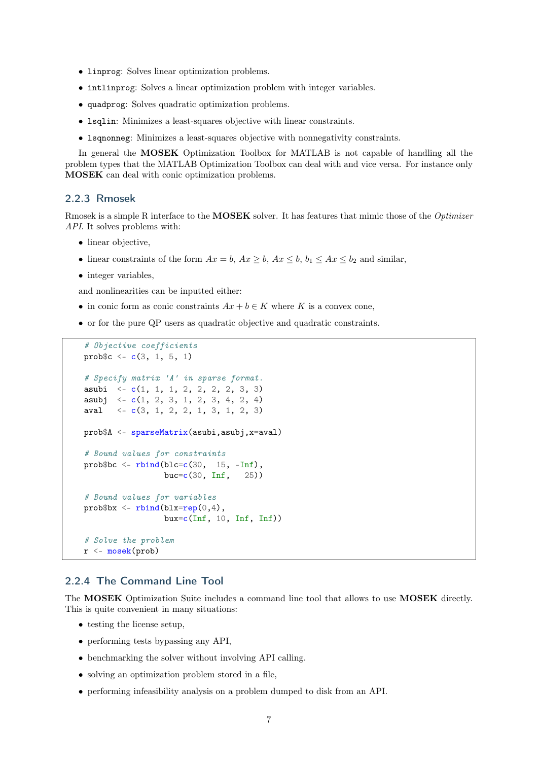- `linprog`: Solves linear optimization problems.
- `intlinprog`: Solves a linear optimization problem with integer variables.
- `quadprog`: Solves quadratic optimization problems.
- `lsqlin`: Minimizes a least-squares objective with linear constraints.
- `lsqnonneg`: Minimizes a least-squares objective with nonnegativity constraints.

In general the **MOSEK** Optimization Toolbox for MATLAB is not capable of handling all the problem types that the MATLAB Optimization Toolbox can deal with and vice versa. For instance only **MOSEK** can deal with conic optimization problems.

### 2.2.3 Rmosek

Rmosek is a simple R interface to the **MOSEK** solver. It has features that mimic those of the *Optimizer API*. It solves problems with:

- linear objective,
- linear constraints of the form $Ax = b$, $Ax \geq b$, $Ax \leq b$, $b_1 \leq Ax \leq b_2$ and similar,
- integer variables,

and nonlinearities can be inputted either:

- in conic form as conic constraints $Ax + b \in K$ where $K$ is a convex cone,
- or for the pure QP users as quadratic objective and quadratic constraints.

```
# Objective coefficients
prob$c <- c(3, 1, 5, 1)

# Specify matrix 'A' in sparse format.
asubi  <- c(1, 1, 1, 2, 2, 2, 2, 3, 3)
asubj  <- c(1, 2, 3, 1, 2, 3, 4, 2, 4)
aval   <- c(3, 1, 2, 2, 1, 3, 1, 2, 3)

prob$A <- sparseMatrix(asubi,asubj,x=aval)

# Bound values for constraints
prob$bc <- rbind(blc=c(30,  15, -Inf),
                 buc=c(30, Inf,   25))

# Bound values for variables
prob$bx <- rbind(blx=rep(0,4),
                 bux=c(Inf, 10, Inf, Inf))

# Solve the problem
r <- mosek(prob)
```

### 2.2.4 The Command Line Tool

The **MOSEK** Optimization Suite includes a command line tool that allows to use **MOSEK** directly. This is quite convenient in many situations:

- testing the license setup,
- performing tests bypassing any API,
- benchmarking the solver without involving API calling.
- solving an optimization problem stored in a file,
- performing infeasibility analysis on a problem dumped to disk from an API.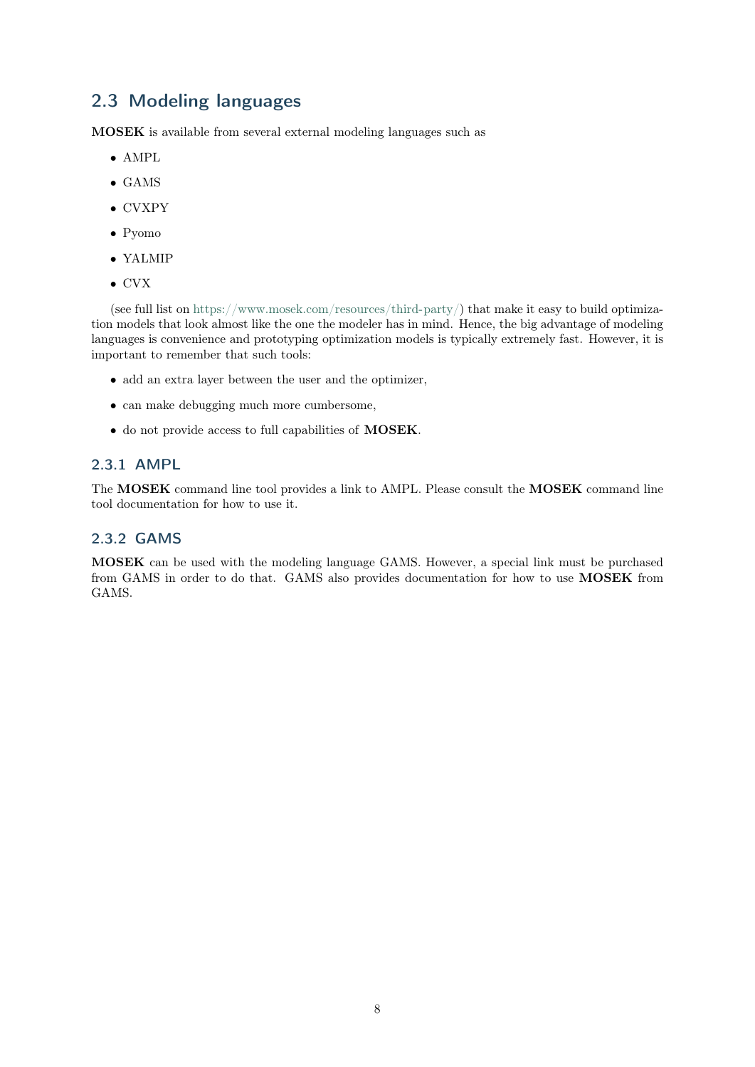## 2.3 Modeling languages

**MOSEK** is available from several external modeling languages such as

- AMPL
- GAMS
- CVXPY
- Pyomo
- YALMIP
- CVX

(see full list on https://www.mosek.com/resources/third-party/) that make it easy to build optimization models that look almost like the one the modeler has in mind. Hence, the big advantage of modeling languages is convenience and prototyping optimization models is typically extremely fast. However, it is important to remember that such tools:

- add an extra layer between the user and the optimizer,
- can make debugging much more cumbersome,
- do not provide access to full capabilities of **MOSEK**.

### 2.3.1 AMPL

The **MOSEK** command line tool provides a link to AMPL. Please consult the **MOSEK** command line tool documentation for how to use it.

### 2.3.2 GAMS

**MOSEK** can be used with the modeling language GAMS. However, a special link must be purchased from GAMS in order to do that. GAMS also provides documentation for how to use **MOSEK** from GAMS.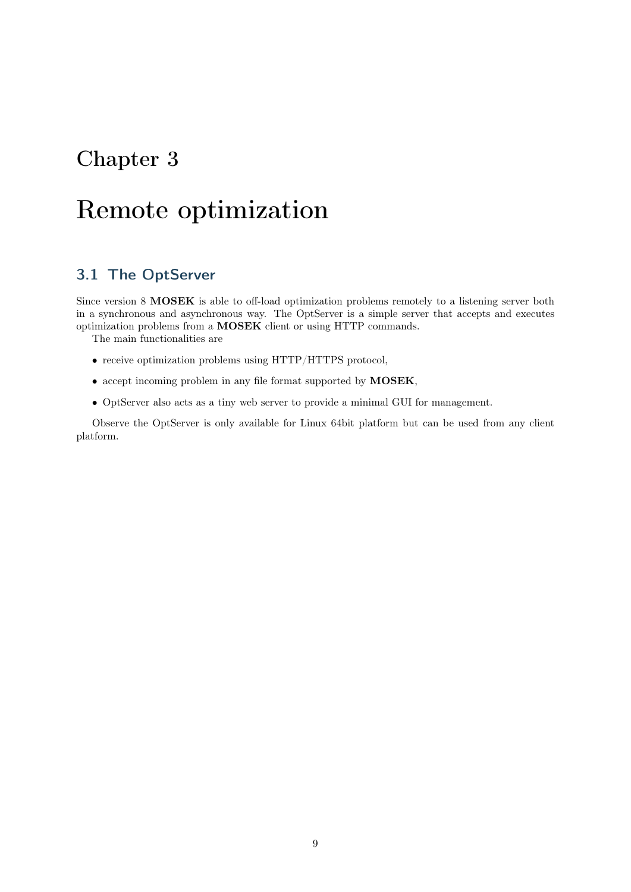# Chapter 3

# Remote optimization

## 3.1 The OptServer

Since version 8 **MOSEK** is able to off-load optimization problems remotely to a listening server both in a synchronous and asynchronous way. The OptServer is a simple server that accepts and executes optimization problems from a **MOSEK** client or using HTTP commands.

The main functionalities are

- receive optimization problems using HTTP/HTTPS protocol,
- accept incoming problem in any file format supported by **MOSEK**,
- OptServer also acts as a tiny web server to provide a minimal GUI for management.

Observe the OptServer is only available for Linux 64bit platform but can be used from any client platform.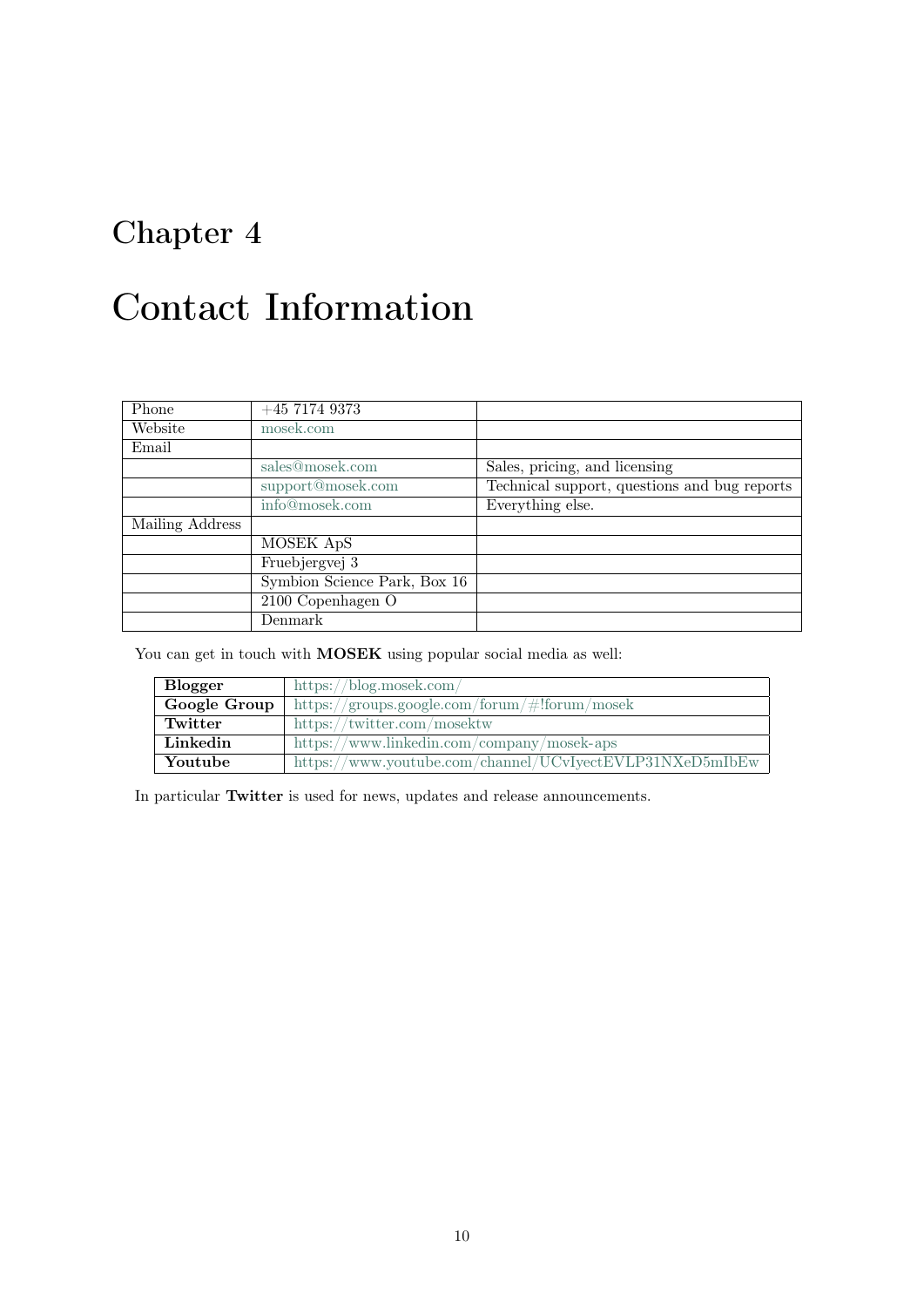# Chapter 4

# Contact Information

| | | |
|---|---|---|
| Phone | +45 7174 9373 | |
| Website | mosek.com | |
| Email | | |
| | sales@mosek.com | Sales, pricing, and licensing |
| | support@mosek.com | Technical support, questions and bug reports |
| | info@mosek.com | Everything else. |
| Mailing Address | | |
| | MOSEK ApS | |
| | Fruebjergvej 3 | |
| | Symbion Science Park, Box 16 | |
| | 2100 Copenhagen O | |
| | Denmark | |

You can get in touch with **MOSEK** using popular social media as well:

| | |
|---|---|
| **Blogger** | https://blog.mosek.com/ |
| **Google Group** | https://groups.google.com/forum/#!forum/mosek |
| **Twitter** | https://twitter.com/mosektw |
| **Linkedin** | https://www.linkedin.com/company/mosek-aps |
| **Youtube** | https://www.youtube.com/channel/UCvIyectEVLP31NXeD5mIbEw |

In particular **Twitter** is used for news, updates and release announcements.